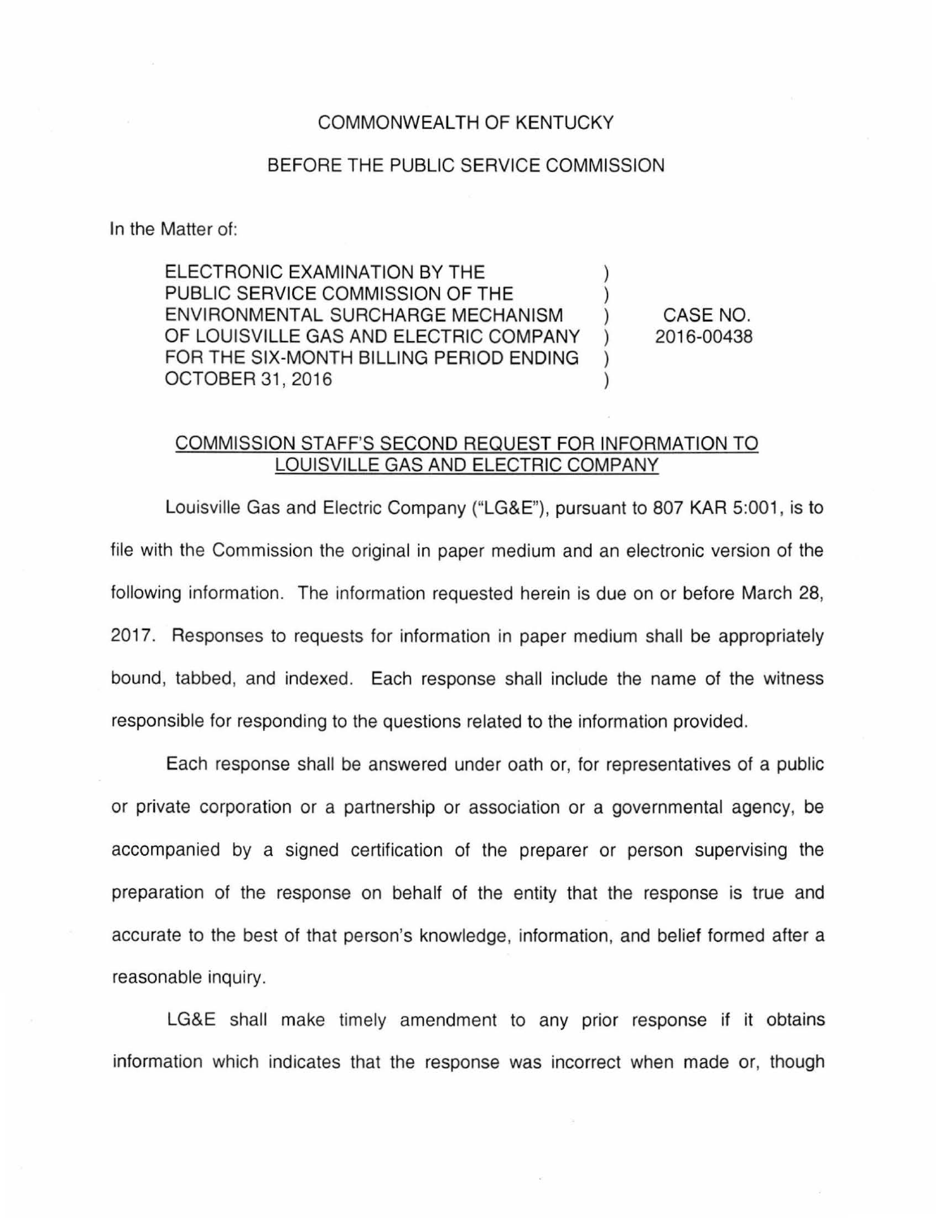COMMONWEALTH OF KENTUCKY

BEFORE THE PUBLIC SERVICE COMMISSION

In the Matter of:

| | | |
|---|---|---|
| ELECTRONIC EXAMINATION BY THE PUBLIC SERVICE COMMISSION OF THE ENVIRONMENTAL SURCHARGE MECHANISM OF LOUISVILLE GAS AND ELECTRIC COMPANY FOR THE SIX-MONTH BILLING PERIOD ENDING OCTOBER 31, 2016 | ) ) ) ) ) ) | CASE NO. 2016-00438 |

## COMMISSION STAFF'S SECOND REQUEST FOR INFORMATION TO LOUISVILLE GAS AND ELECTRIC COMPANY

Louisville Gas and Electric Company ("LG&E"), pursuant to 807 KAR 5:001, is to file with the Commission the original in paper medium and an electronic version of the following information. The information requested herein is due on or before March 28, 2017. Responses to requests for information in paper medium shall be appropriately bound, tabbed, and indexed. Each response shall include the name of the witness responsible for responding to the questions related to the information provided.

Each response shall be answered under oath or, for representatives of a public or private corporation or a partnership or association or a governmental agency, be accompanied by a signed certification of the preparer or person supervising the preparation of the response on behalf of the entity that the response is true and accurate to the best of that person's knowledge, information, and belief formed after a reasonable inquiry.

LG&E shall make timely amendment to any prior response if it obtains information which indicates that the response was incorrect when made or, though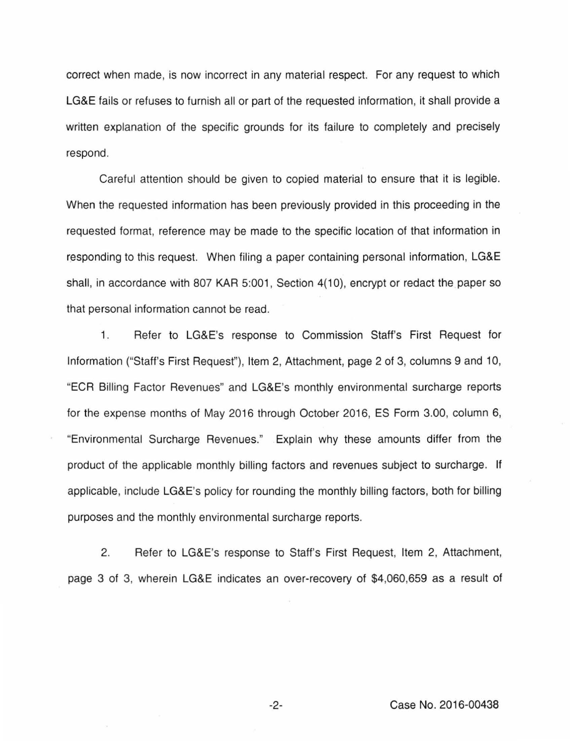correct when made, is now incorrect in any material respect. For any request to which LG&E fails or refuses to furnish all or part of the requested information, it shall provide a written explanation of the specific grounds for its failure to completely and precisely respond.

Careful attention should be given to copied material to ensure that it is legible. When the requested information has been previously provided in this proceeding in the requested format, reference may be made to the specific location of that information in responding to this request. When filing a paper containing personal information, LG&E shall, in accordance with 807 KAR 5:001, Section 4(10), encrypt or redact the paper so that personal information cannot be read.

1. Refer to LG&E's response to Commission Staff's First Request for Information ("Staff's First Request"), Item 2, Attachment, page 2 of 3, columns 9 and 10, "ECR Billing Factor Revenues" and LG&E's monthly environmental surcharge reports for the expense months of May 2016 through October 2016, ES Form 3.00, column 6, "Environmental Surcharge Revenues." Explain why these amounts differ from the product of the applicable monthly billing factors and revenues subject to surcharge. If applicable, include LG&E's policy for rounding the monthly billing factors, both for billing purposes and the monthly environmental surcharge reports.

2. Refer to LG&E's response to Staff's First Request, Item 2, Attachment, page 3 of 3, wherein LG&E indicates an over-recovery of $4,060,659 as a result of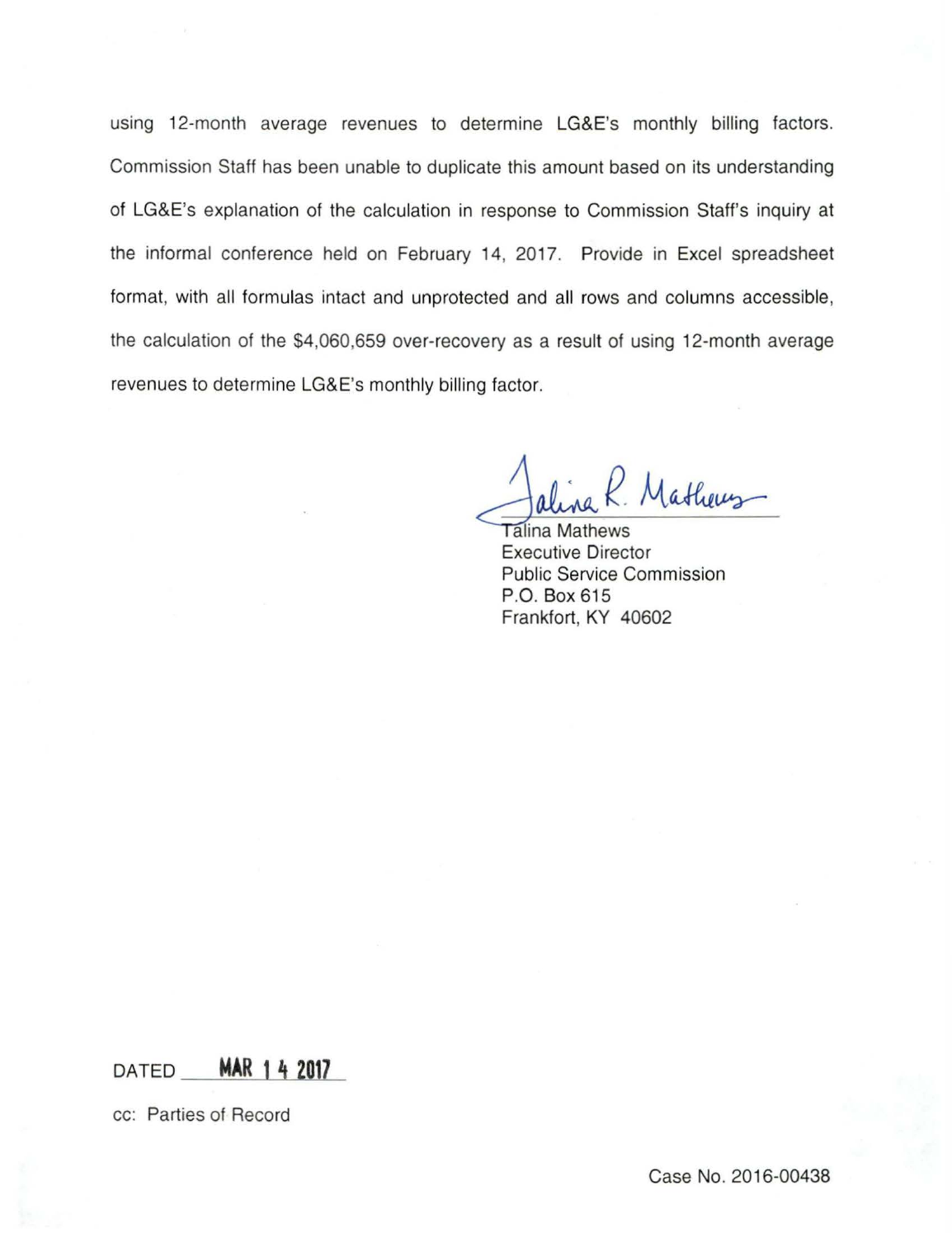using 12-month average revenues to determine LG&E's monthly billing factors. Commission Staff has been unable to duplicate this amount based on its understanding of LG&E's explanation of the calculation in response to Commission Staff's inquiry at the informal conference held on February 14, 2017. Provide in Excel spreadsheet format, with all formulas intact and unprotected and all rows and columns accessible, the calculation of the $4,060,659 over-recovery as a result of using 12-month average revenues to determine LG&E's monthly billing factor.

Talina R. Mathews

Talina Mathews
Executive Director
Public Service Commission
P.O. Box 615
Frankfort, KY 40602

DATED **MAR 14 2017**

cc: Parties of Record

Case No. 2016-00438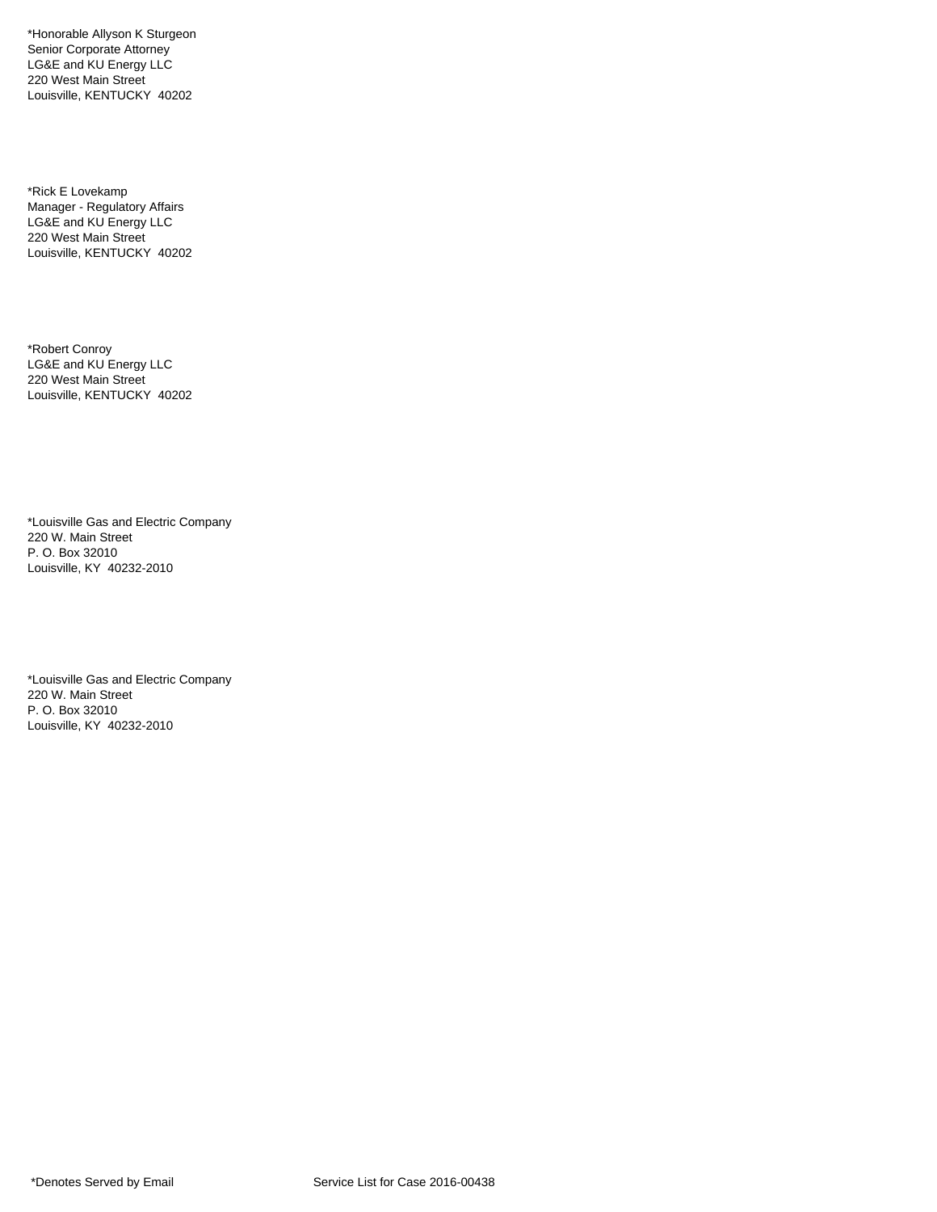*Honorable Allyson K Sturgeon
Senior Corporate Attorney
LG&E and KU Energy LLC
220 West Main Street
Louisville, KENTUCKY  40202

*Rick E Lovekamp
Manager - Regulatory Affairs
LG&E and KU Energy LLC
220 West Main Street
Louisville, KENTUCKY  40202

*Robert Conroy
LG&E and KU Energy LLC
220 West Main Street
Louisville, KENTUCKY  40202

*Louisville Gas and Electric Company
220 W. Main Street
P. O. Box 32010
Louisville, KY  40232-2010

*Louisville Gas and Electric Company
220 W. Main Street
P. O. Box 32010
Louisville, KY  40232-2010

*Denotes Served by Email

Service List for Case 2016-00438